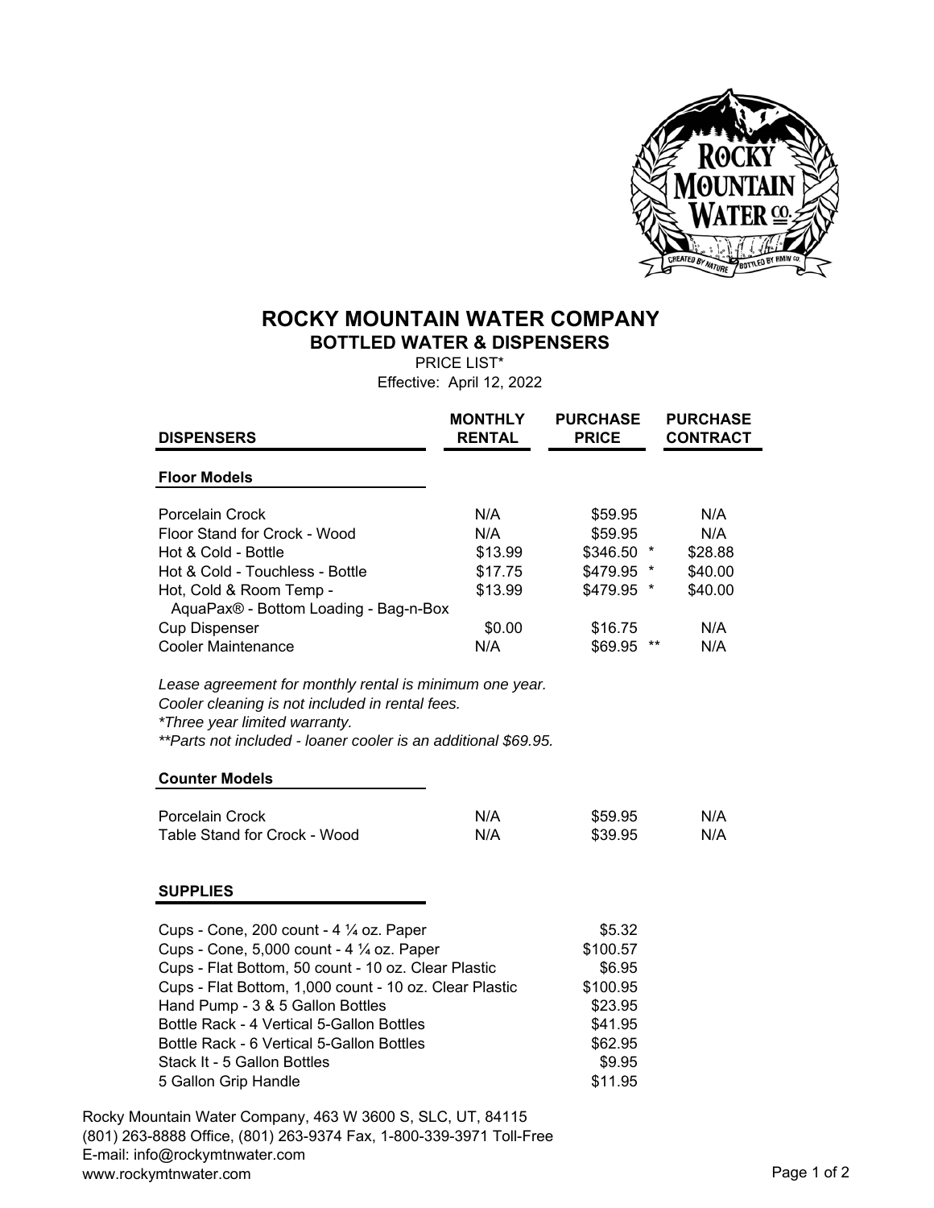# ROCKY MOUNTAIN WATER COMPANY

## BOTTLED WATER & DISPENSERS

PRICE LIST*

Effective: April 12, 2022

| DISPENSERS | MONTHLY RENTAL | PURCHASE PRICE | PURCHASE CONTRACT |
|---|---|---|---|
| **Floor Models** | | | |
| Porcelain Crock | N/A | $59.95 | N/A |
| Floor Stand for Crock - Wood | N/A | $59.95 | N/A |
| Hot & Cold - Bottle | $13.99 | $346.50 * | $28.88 |
| Hot & Cold - Touchless - Bottle | $17.75 | $479.95 * | $40.00 |
| Hot, Cold & Room Temp - AquaPax® - Bottom Loading - Bag-n-Box | $13.99 | $479.95 * | $40.00 |
| Cup Dispenser | $0.00 | $16.75 | N/A |
| Cooler Maintenance | N/A | $69.95 ** | N/A |

*Lease agreement for monthly rental is minimum one year.*
*Cooler cleaning is not included in rental fees.*
*\*Three year limited warranty.*
*\*\*Parts not included - loaner cooler is an additional $69.95.*

| Counter Models | MONTHLY RENTAL | PURCHASE PRICE | PURCHASE CONTRACT |
|---|---|---|---|
| Porcelain Crock | N/A | $59.95 | N/A |
| Table Stand for Crock - Wood | N/A | $39.95 | N/A |

| SUPPLIES | PURCHASE PRICE |
|---|---|
| Cups - Cone, 200 count - 4 ¼ oz. Paper | $5.32 |
| Cups - Cone, 5,000 count - 4 ¼ oz. Paper | $100.57 |
| Cups - Flat Bottom, 50 count - 10 oz. Clear Plastic | $6.95 |
| Cups - Flat Bottom, 1,000 count - 10 oz. Clear Plastic | $100.95 |
| Hand Pump - 3 & 5 Gallon Bottles | $23.95 |
| Bottle Rack - 4 Vertical 5-Gallon Bottles | $41.95 |
| Bottle Rack - 6 Vertical 5-Gallon Bottles | $62.95 |
| Stack It - 5 Gallon Bottles | $9.95 |
| 5 Gallon Grip Handle | $11.95 |

Rocky Mountain Water Company, 463 W 3600 S, SLC, UT, 84115
(801) 263-8888 Office, (801) 263-9374 Fax, 1-800-339-3971 Toll-Free
E-mail: info@rockymtnwater.com
www.rockymtnwater.com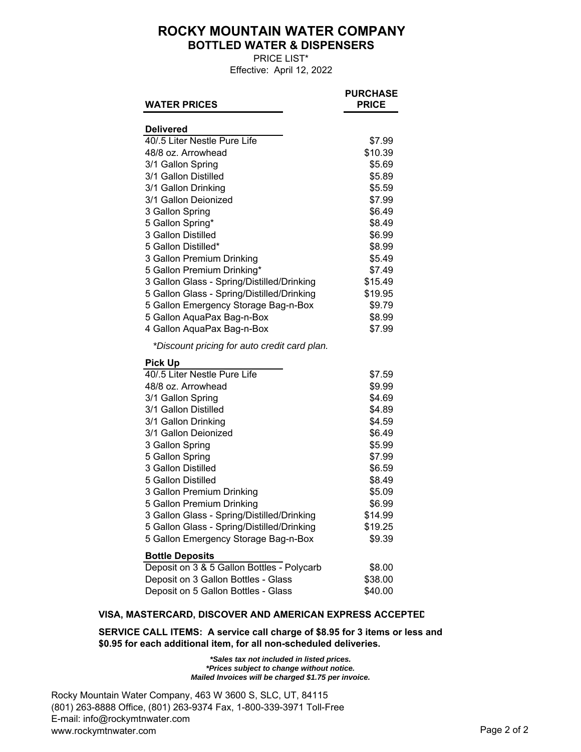# ROCKY MOUNTAIN WATER COMPANY

## BOTTLED WATER & DISPENSERS

PRICE LIST*

Effective: April 12, 2022

| WATER PRICES | PURCHASE PRICE |
|---|---|
| **Delivered** | |
| 40/.5 Liter Nestle Pure Life | $7.99 |
| 48/8 oz. Arrowhead | $10.39 |
| 3/1 Gallon Spring | $5.69 |
| 3/1 Gallon Distilled | $5.89 |
| 3/1 Gallon Drinking | $5.59 |
| 3/1 Gallon Deionized | $7.99 |
| 3 Gallon Spring | $6.49 |
| 5 Gallon Spring* | $8.49 |
| 3 Gallon Distilled | $6.99 |
| 5 Gallon Distilled* | $8.99 |
| 3 Gallon Premium Drinking | $5.49 |
| 5 Gallon Premium Drinking* | $7.49 |
| 3 Gallon Glass - Spring/Distilled/Drinking | $15.49 |
| 5 Gallon Glass - Spring/Distilled/Drinking | $19.95 |
| 5 Gallon Emergency Storage Bag-n-Box | $9.79 |
| 5 Gallon AquaPax Bag-n-Box | $8.99 |
| 4 Gallon AquaPax Bag-n-Box | $7.99 |
| *\*Discount pricing for auto credit card plan.* | |
| **Pick Up** | |
| 40/.5 Liter Nestle Pure Life | $7.59 |
| 48/8 oz. Arrowhead | $9.99 |
| 3/1 Gallon Spring | $4.69 |
| 3/1 Gallon Distilled | $4.89 |
| 3/1 Gallon Drinking | $4.59 |
| 3/1 Gallon Deionized | $6.49 |
| 3 Gallon Spring | $5.99 |
| 5 Gallon Spring | $7.99 |
| 3 Gallon Distilled | $6.59 |
| 5 Gallon Distilled | $8.49 |
| 3 Gallon Premium Drinking | $5.09 |
| 5 Gallon Premium Drinking | $6.99 |
| 3 Gallon Glass - Spring/Distilled/Drinking | $14.99 |
| 5 Gallon Glass - Spring/Distilled/Drinking | $19.25 |
| 5 Gallon Emergency Storage Bag-n-Box | $9.39 |
| **Bottle Deposits** | |
| Deposit on 3 & 5 Gallon Bottles - Polycarb | $8.00 |
| Deposit on 3 Gallon Bottles - Glass | $38.00 |
| Deposit on 5 Gallon Bottles - Glass | $40.00 |

**VISA, MASTERCARD, DISCOVER AND AMERICAN EXPRESS ACCEPTED**

**SERVICE CALL ITEMS: A service call charge of $8.95 for 3 items or less and $0.95 for each additional item, for all non-scheduled deliveries.**

***Sales tax not included in listed prices.***
***\*Prices subject to change without notice.***
***Mailed Invoices will be charged $1.75 per invoice.***

Rocky Mountain Water Company, 463 W 3600 S, SLC, UT, 84115
(801) 263-8888 Office, (801) 263-9374 Fax, 1-800-339-3971 Toll-Free
E-mail: info@rockymtnwater.com
www.rockymtnwater.com